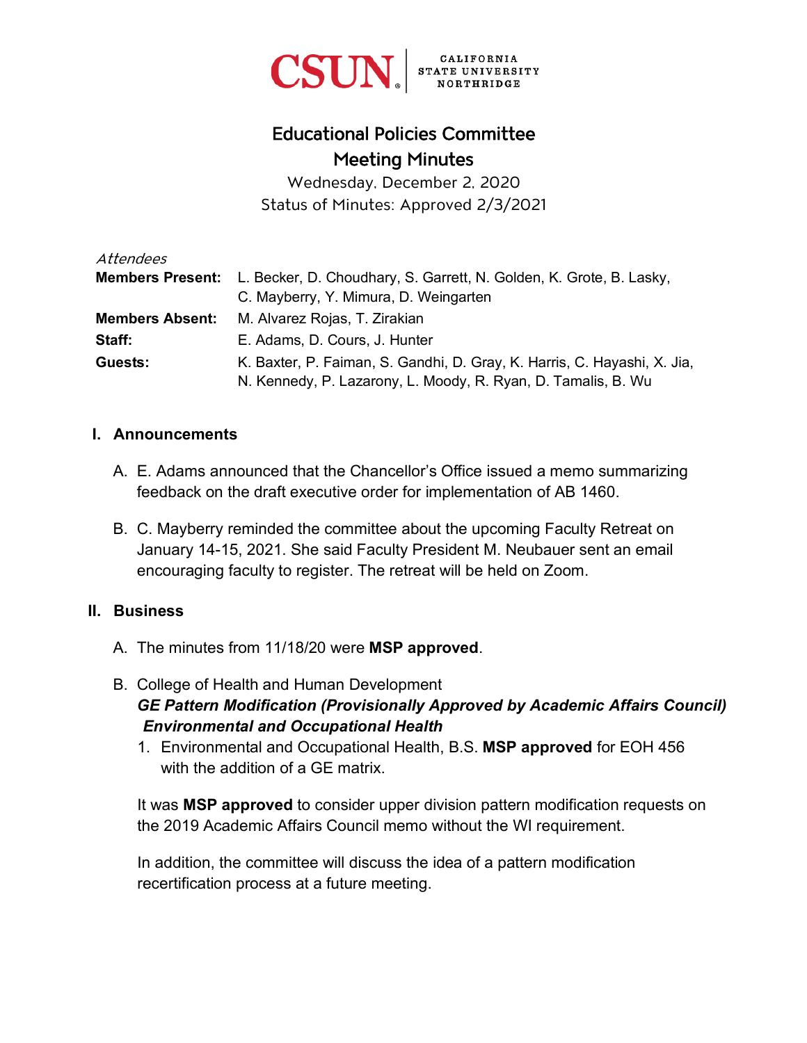CSUN | CALIFORNIA STATE UNIVERSITY NORTHRIDGE

# Educational Policies Committee
# Meeting Minutes

Wednesday, December 2, 2020
Status of Minutes: Approved 2/3/2021

*Attendees*

**Members Present:** L. Becker, D. Choudhary, S. Garrett, N. Golden, K. Grote, B. Lasky, C. Mayberry, Y. Mimura, D. Weingarten

**Members Absent:** M. Alvarez Rojas, T. Zirakian

**Staff:** E. Adams, D. Cours, J. Hunter

**Guests:** K. Baxter, P. Faiman, S. Gandhi, D. Gray, K. Harris, C. Hayashi, X. Jia, N. Kennedy, P. Lazarony, L. Moody, R. Ryan, D. Tamalis, B. Wu

## I. Announcements

A. E. Adams announced that the Chancellor's Office issued a memo summarizing feedback on the draft executive order for implementation of AB 1460.

B. C. Mayberry reminded the committee about the upcoming Faculty Retreat on January 14-15, 2021. She said Faculty President M. Neubauer sent an email encouraging faculty to register. The retreat will be held on Zoom.

## II. Business

A. The minutes from 11/18/20 were **MSP approved**.

B. College of Health and Human Development
***GE Pattern Modification (Provisionally Approved by Academic Affairs Council)***
***Environmental and Occupational Health***

1. Environmental and Occupational Health, B.S. **MSP approved** for EOH 456 with the addition of a GE matrix.

It was **MSP approved** to consider upper division pattern modification requests on the 2019 Academic Affairs Council memo without the WI requirement.

In addition, the committee will discuss the idea of a pattern modification recertification process at a future meeting.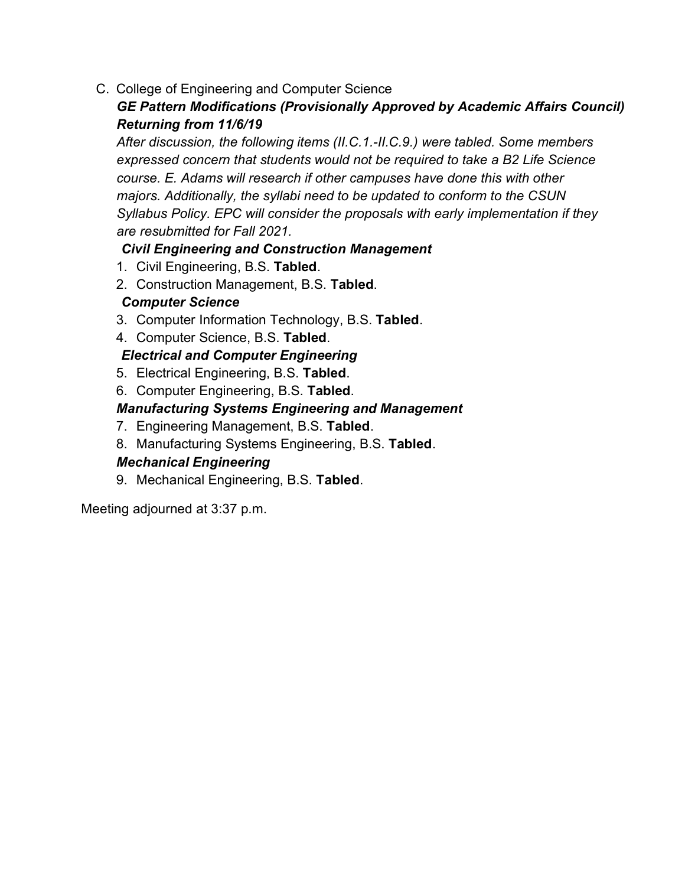C. College of Engineering and Computer Science

***GE Pattern Modifications (Provisionally Approved by Academic Affairs Council)***
***Returning from 11/6/19***

*After discussion, the following items (II.C.1.-II.C.9.) were tabled. Some members expressed concern that students would not be required to take a B2 Life Science course. E. Adams will research if other campuses have done this with other majors. Additionally, the syllabi need to be updated to conform to the CSUN Syllabus Policy. EPC will consider the proposals with early implementation if they are resubmitted for Fall 2021.*

***Civil Engineering and Construction Management***

1. Civil Engineering, B.S. **Tabled**.
2. Construction Management, B.S. **Tabled**.

***Computer Science***

3. Computer Information Technology, B.S. **Tabled**.
4. Computer Science, B.S. **Tabled**.

***Electrical and Computer Engineering***

5. Electrical Engineering, B.S. **Tabled**.
6. Computer Engineering, B.S. **Tabled**.

***Manufacturing Systems Engineering and Management***

7. Engineering Management, B.S. **Tabled**.
8. Manufacturing Systems Engineering, B.S. **Tabled**.

***Mechanical Engineering***

9. Mechanical Engineering, B.S. **Tabled**.

Meeting adjourned at 3:37 p.m.